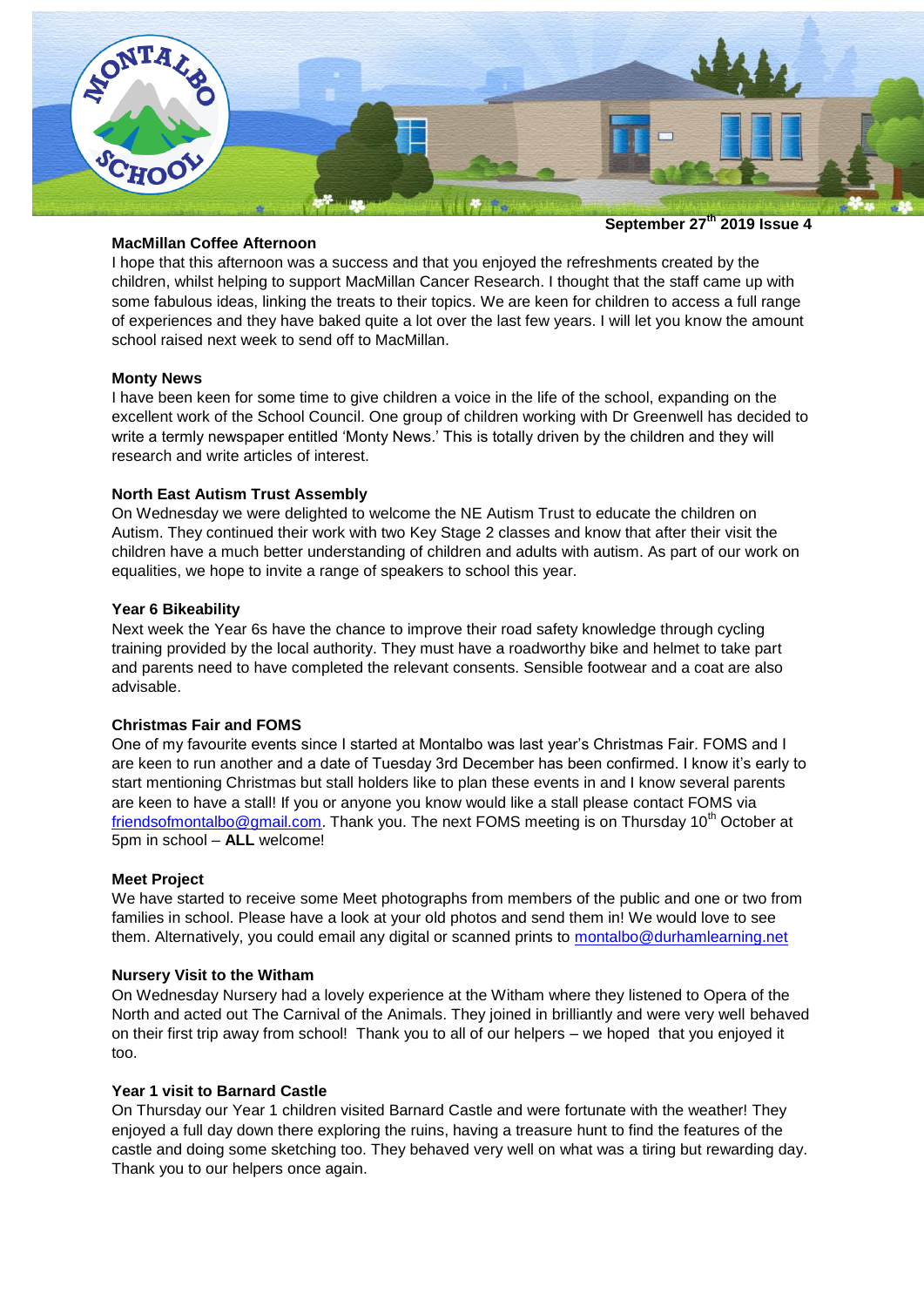**September 27th 2019 Issue 4**

**MacMillan Coffee Afternoon**

I hope that this afternoon was a success and that you enjoyed the refreshments created by the children, whilst helping to support MacMillan Cancer Research. I thought that the staff came up with some fabulous ideas, linking the treats to their topics. We are keen for children to access a full range of experiences and they have baked quite a lot over the last few years. I will let you know the amount school raised next week to send off to MacMillan.

**Monty News**

I have been keen for some time to give children a voice in the life of the school, expanding on the excellent work of the School Council. One group of children working with Dr Greenwell has decided to write a termly newspaper entitled 'Monty News.' This is totally driven by the children and they will research and write articles of interest.

**North East Autism Trust Assembly**

On Wednesday we were delighted to welcome the NE Autism Trust to educate the children on Autism. They continued their work with two Key Stage 2 classes and know that after their visit the children have a much better understanding of children and adults with autism. As part of our work on equalities, we hope to invite a range of speakers to school this year.

**Year 6 Bikeability**

Next week the Year 6s have the chance to improve their road safety knowledge through cycling training provided by the local authority. They must have a roadworthy bike and helmet to take part and parents need to have completed the relevant consents. Sensible footwear and a coat are also advisable.

**Christmas Fair and FOMS**

One of my favourite events since I started at Montalbo was last year's Christmas Fair. FOMS and I are keen to run another and a date of Tuesday 3rd December has been confirmed. I know it's early to start mentioning Christmas but stall holders like to plan these events in and I know several parents are keen to have a stall! If you or anyone you know would like a stall please contact FOMS via friendsofmontalbo@gmail.com. Thank you. The next FOMS meeting is on Thursday 10th October at 5pm in school – **ALL** welcome!

**Meet Project**

We have started to receive some Meet photographs from members of the public and one or two from families in school. Please have a look at your old photos and send them in! We would love to see them. Alternatively, you could email any digital or scanned prints to montalbo@durhamlearning.net

**Nursery Visit to the Witham**

On Wednesday Nursery had a lovely experience at the Witham where they listened to Opera of the North and acted out The Carnival of the Animals. They joined in brilliantly and were very well behaved on their first trip away from school! Thank you to all of our helpers – we hoped that you enjoyed it too.

**Year 1 visit to Barnard Castle**

On Thursday our Year 1 children visited Barnard Castle and were fortunate with the weather! They enjoyed a full day down there exploring the ruins, having a treasure hunt to find the features of the castle and doing some sketching too. They behaved very well on what was a tiring but rewarding day. Thank you to our helpers once again.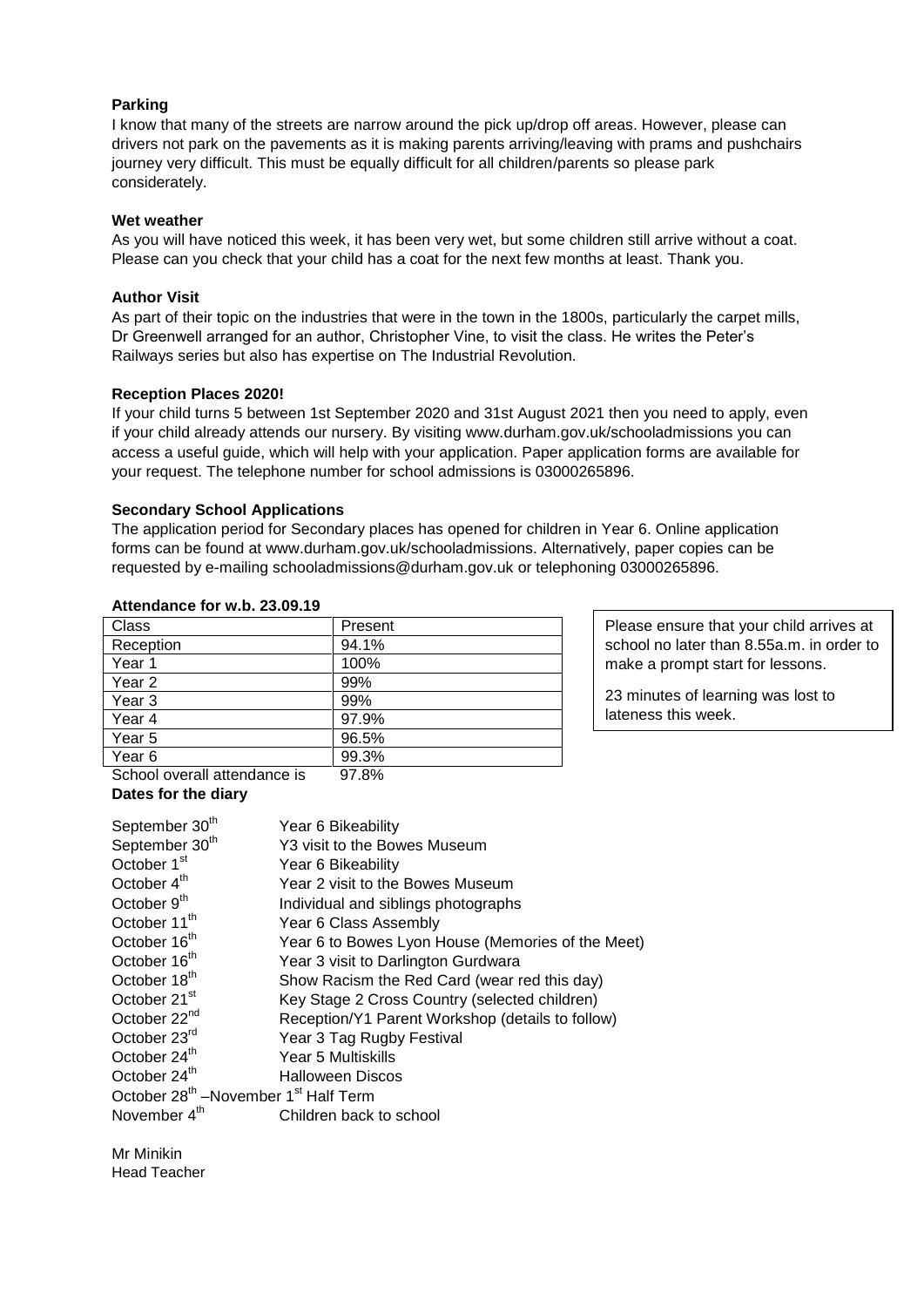**Parking**

I know that many of the streets are narrow around the pick up/drop off areas. However, please can drivers not park on the pavements as it is making parents arriving/leaving with prams and pushchairs journey very difficult. This must be equally difficult for all children/parents so please park considerately.

**Wet weather**

As you will have noticed this week, it has been very wet, but some children still arrive without a coat. Please can you check that your child has a coat for the next few months at least. Thank you.

**Author Visit**

As part of their topic on the industries that were in the town in the 1800s, particularly the carpet mills, Dr Greenwell arranged for an author, Christopher Vine, to visit the class. He writes the Peter's Railways series but also has expertise on The Industrial Revolution.

**Reception Places 2020!**

If your child turns 5 between 1st September 2020 and 31st August 2021 then you need to apply, even if your child already attends our nursery. By visiting www.durham.gov.uk/schooladmissions you can access a useful guide, which will help with your application. Paper application forms are available for your request. The telephone number for school admissions is 03000265896.

**Secondary School Applications**

The application period for Secondary places has opened for children in Year 6. Online application forms can be found at www.durham.gov.uk/schooladmissions. Alternatively, paper copies can be requested by e-mailing schooladmissions@durham.gov.uk or telephoning 03000265896.

**Attendance for w.b. 23.09.19**

| Class | Present |
|---|---|
| Reception | 94.1% |
| Year 1 | 100% |
| Year 2 | 99% |
| Year 3 | 99% |
| Year 4 | 97.9% |
| Year 5 | 96.5% |
| Year 6 | 99.3% |

School overall attendance is 97.8%

Please ensure that your child arrives at school no later than 8.55a.m. in order to make a prompt start for lessons.

23 minutes of learning was lost to lateness this week.

**Dates for the diary**

| | |
|---|---|
| September 30th | Year 6 Bikeability |
| September 30th | Y3 visit to the Bowes Museum |
| October 1st | Year 6 Bikeability |
| October 4th | Year 2 visit to the Bowes Museum |
| October 9th | Individual and siblings photographs |
| October 11th | Year 6 Class Assembly |
| October 16th | Year 6 to Bowes Lyon House (Memories of the Meet) |
| October 16th | Year 3 visit to Darlington Gurdwara |
| October 18th | Show Racism the Red Card (wear red this day) |
| October 21st | Key Stage 2 Cross Country (selected children) |
| October 22nd | Reception/Y1 Parent Workshop (details to follow) |
| October 23rd | Year 3 Tag Rugby Festival |
| October 24th | Year 5 Multiskills |
| October 24th | Halloween Discos |
| October 28th –November 1st | Half Term |
| November 4th | Children back to school |

Mr Minikin
Head Teacher